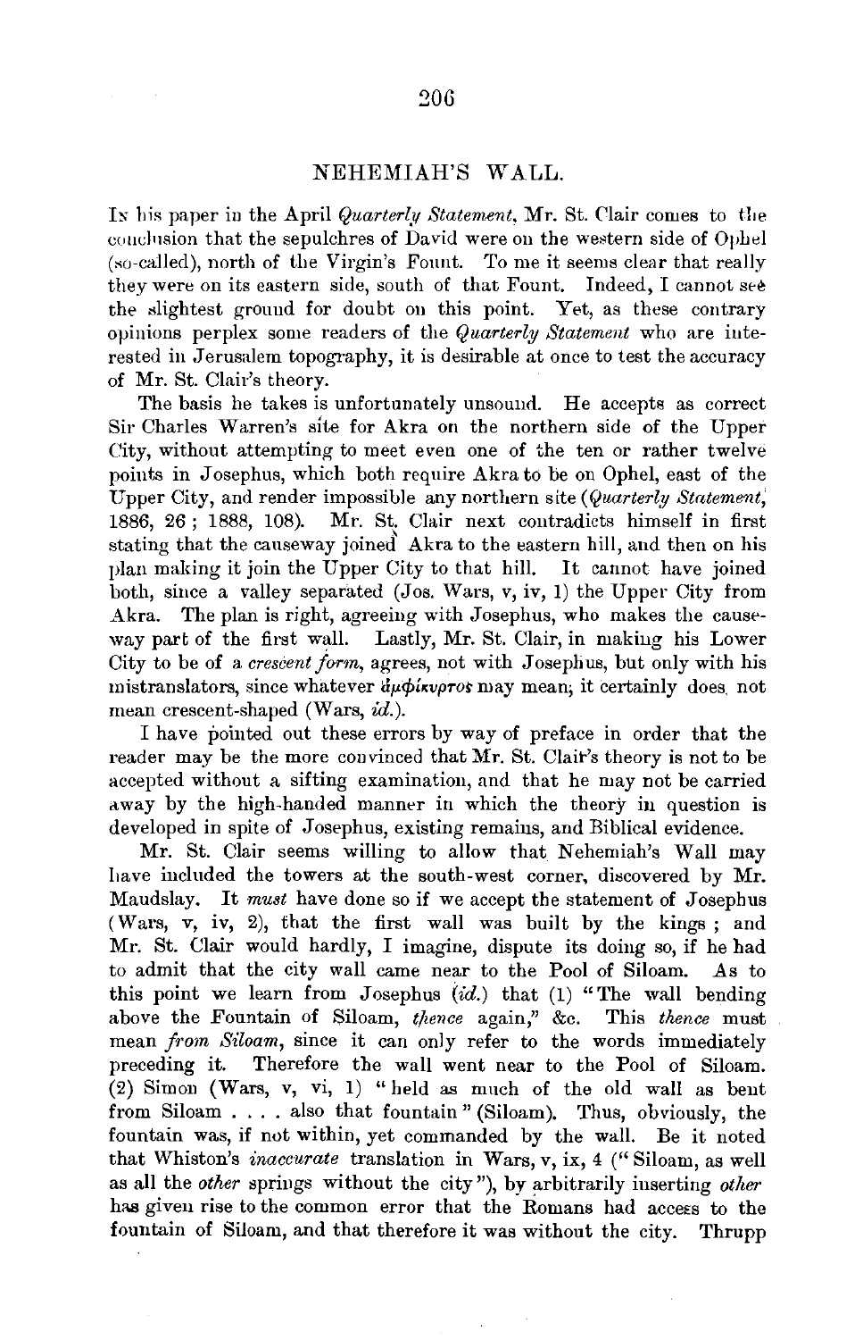## NEHEMIAH'S WALL.

In his paper in the April *Quarterly Statement*, Mr. St. Clair comes to the conclusion that the sepulchres of David were on the western side of Ophel (so-called), north of the Virgin's Fount. To me it seems clear that really they were on its eastern side, south of that Fount. Indeed, I cannot see the slightest ground for doubt on this point. Yet, as these contrary opinions perplex some readers of the *Quarterly Statement* who are interested in Jerusalem topography, it is desirable at once to test the accuracy of Mr. St. Clair's theory.

The basis he takes is unfortunately unsound. He accepts as correct Sir Charles Warren's site for Akra on the northern side of the Upper City, without attempting to meet even one of the ten or rather twelve points in Josephus, which both require Akra to be on Ophel, east of the Upper City, and render impossible any northern site (*Quarterly Statement*, 1886, 26; 1888, 108). Mr. St. Clair next contradicts himself in first stating that the causeway joined Akra to the eastern hill, and then on his plan making it join the Upper City to that hill. It cannot have joined both, since a valley separated (Jos. Wars, v, iv, 1) the Upper City from Akra. The plan is right, agreeing with Josephus, who makes the causeway part of the first wall. Lastly, Mr. St. Clair, in making his Lower City to be of a *crescent form*, agrees, not with Josephus, but only with his mistranslators, since whatever ἀμφίκυρτος may mean, it certainly does not mean crescent-shaped (Wars, *id.*).

I have pointed out these errors by way of preface in order that the reader may be the more convinced that Mr. St. Clair's theory is not to be accepted without a sifting examination, and that he may not be carried away by the high-handed manner in which the theory in question is developed in spite of Josephus, existing remains, and Biblical evidence.

Mr. St. Clair seems willing to allow that Nehemiah's Wall may have included the towers at the south-west corner, discovered by Mr. Maudslay. It *must* have done so if we accept the statement of Josephus (Wars, v, iv, 2), that the first wall was built by the kings; and Mr. St. Clair would hardly, I imagine, dispute its doing so, if he had to admit that the city wall came near to the Pool of Siloam. As to this point we learn from Josephus (*id.*) that (1) "The wall bending above the Fountain of Siloam, *thence* again," &c. This *thence* must mean *from Siloam*, since it can only refer to the words immediately preceding it. Therefore the wall went near to the Pool of Siloam. (2) Simon (Wars, v, vi, 1) "held as much of the old wall as bent from Siloam . . . . also that fountain" (Siloam). Thus, obviously, the fountain was, if not within, yet commanded by the wall. Be it noted that Whiston's *inaccurate* translation in Wars, v, ix, 4 ("Siloam, as well as all the *other* springs without the city"), by arbitrarily inserting *other* has given rise to the common error that the Romans had access to the fountain of Siloam, and that therefore it was without the city. Thrupp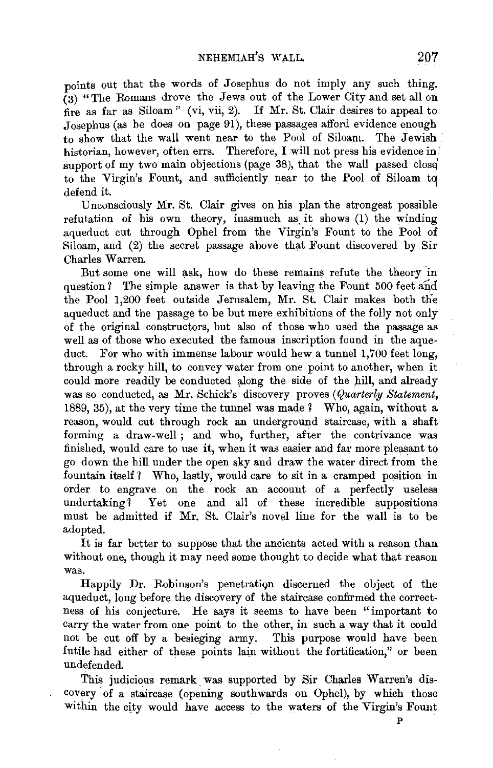points out that the words of Josephus do not imply any such thing. (3) "The Romans drove the Jews out of the Lower City and set all on fire as far as Siloam" (vi, vii, 2). If Mr. St. Clair desires to appeal to Josephus (as he does on page 91), these passages afford evidence enough to show that the wall went near to the Pool of Siloam. The Jewish historian, however, often errs. Therefore, I will not press his evidence in support of my two main objections (page 38), that the wall passed close to the Virgin's Fount, and sufficiently near to the Pool of Siloam to defend it.

Unconsciously Mr. St. Clair gives on his plan the strongest possible refutation of his own theory, inasmuch as it shows (1) the winding aqueduct cut through Ophel from the Virgin's Fount to the Pool of Siloam, and (2) the secret passage above that Fount discovered by Sir Charles Warren.

But some one will ask, how do these remains refute the theory in question? The simple answer is that by leaving the Fount 500 feet and the Pool 1,200 feet outside Jerusalem, Mr. St. Clair makes both the aqueduct and the passage to be but mere exhibitions of the folly not only of the original constructors, but also of those who used the passage as well as of those who executed the famous inscription found in the aqueduct. For who with immense labour would hew a tunnel 1,700 feet long, through a rocky hill, to convey water from one point to another, when it could more readily be conducted along the side of the hill, and already was so conducted, as Mr. Schick's discovery proves (*Quarterly Statement*, 1889, 35), at the very time the tunnel was made? Who, again, without a reason, would cut through rock an underground staircase, with a shaft forming a draw-well; and who, further, after the contrivance was finished, would care to use it, when it was easier and far more pleasant to go down the hill under the open sky and draw the water direct from the fountain itself? Who, lastly, would care to sit in a cramped position in order to engrave on the rock an account of a perfectly useless undertaking? Yet one and all of these incredible suppositions must be admitted if Mr. St. Clair's novel line for the wall is to be adopted.

It is far better to suppose that the ancients acted with a reason than without one, though it may need some thought to decide what that reason was.

Happily Dr. Robinson's penetration discerned the object of the aqueduct, long before the discovery of the staircase confirmed the correctness of his conjecture. He says it seems to have been "important to carry the water from one point to the other, in such a way that it could not be cut off by a besieging army. This purpose would have been futile had either of these points lain without the fortification," or been undefended.

This judicious remark was supported by Sir Charles Warren's discovery of a staircase (opening southwards on Ophel), by which those within the city would have access to the waters of the Virgin's Fount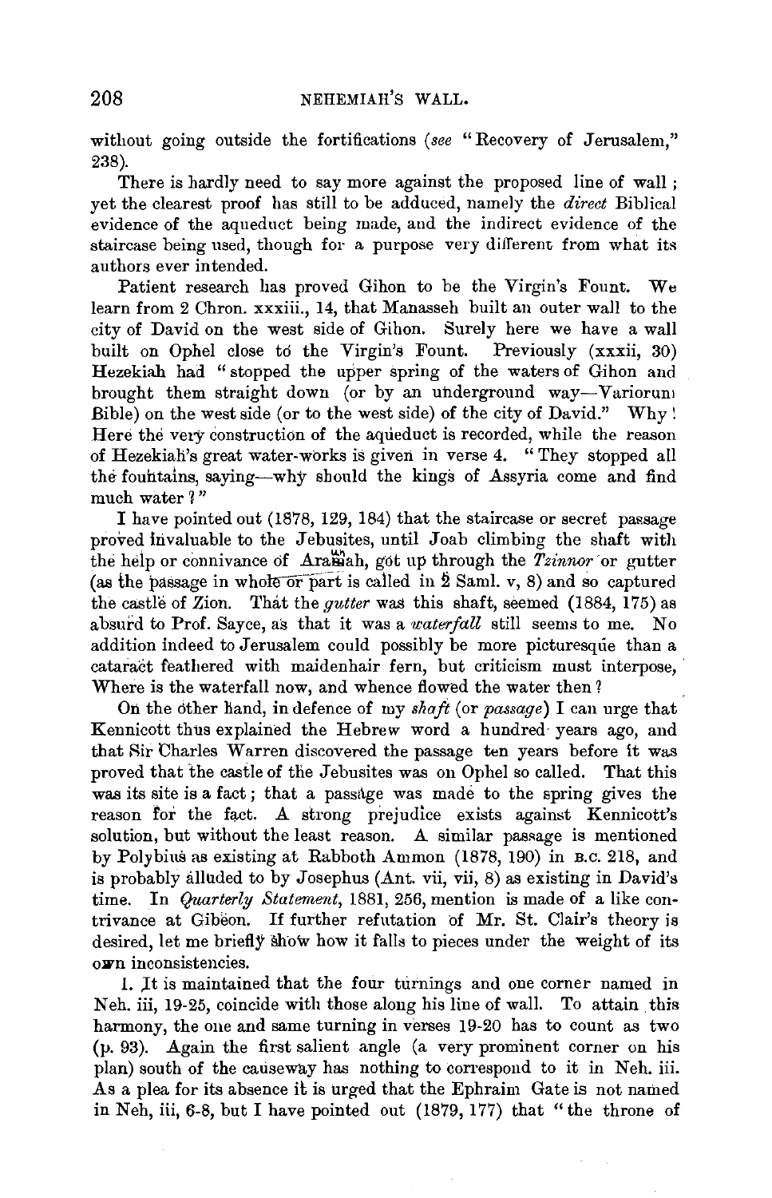without going outside the fortifications (*see* "Recovery of Jerusalem," 238).

There is hardly need to say more against the proposed line of wall; yet the clearest proof has still to be adduced, namely the *direct* Biblical evidence of the aqueduct being made, and the indirect evidence of the staircase being used, though for a purpose very different from what its authors ever intended.

Patient research has proved Gihon to be the Virgin's Fount. We learn from 2 Chron. xxxiii., 14, that Manasseh built an outer wall to the city of David on the west side of Gihon. Surely here we have a wall built on Ophel close to the Virgin's Fount. Previously (xxxii, 30) Hezekiah had "stopped the upper spring of the waters of Gihon and brought them straight down (or by an underground way—Variorum Bible) on the west side (or to the west side) of the city of David." Why! Here the very construction of the aqueduct is recorded, while the reason of Hezekiah's great water-works is given in verse 4. "They stopped all the fountains, saying—why should the kings of Assyria come and find much water?"

I have pointed out (1878, 129, 184) that the staircase or secret passage proved invaluable to the Jebusites, until Joab climbing the shaft with the help or connivance of Araunah, got up through the *Tzinnor* or gutter (as the passage in whole or part is called in 2 Saml. v, 8) and so captured the castle of Zion. That the *gutter* was this shaft, seemed (1884, 175) as absurd to Prof. Sayce, as that it was a *waterfall* still seems to me. No addition indeed to Jerusalem could possibly be more picturesque than a cataract feathered with maidenhair fern, but criticism must interpose, Where is the waterfall now, and whence flowed the water then?

On the other hand, in defence of my *shaft* (or *passage*) I can urge that Kennicott thus explained the Hebrew word a hundred years ago, and that Sir Charles Warren discovered the passage ten years before it was proved that the castle of the Jebusites was on Ophel so called. That this was its site is a fact; that a passage was made to the spring gives the reason for the fact. A strong prejudice exists against Kennicott's solution, but without the least reason. A similar passage is mentioned by Polybius as existing at Rabboth Ammon (1878, 190) in B.C. 218, and is probably alluded to by Josephus (Ant. vii, vii, 8) as existing in David's time. In *Quarterly Statement*, 1881, 256, mention is made of a like contrivance at Gibeon. If further refutation of Mr. St. Clair's theory is desired, let me briefly show how it falls to pieces under the weight of its own inconsistencies.

1. It is maintained that the four turnings and one corner named in Neh. iii, 19-25, coincide with those along his line of wall. To attain this harmony, the one and same turning in verses 19-20 has to count as two (p. 93). Again the first salient angle (a very prominent corner on his plan) south of the causeway has nothing to correspond to it in Neh. iii. As a plea for its absence it is urged that the Ephraim Gate is not named in Neh, iii, 6-8, but I have pointed out (1879, 177) that "the throne of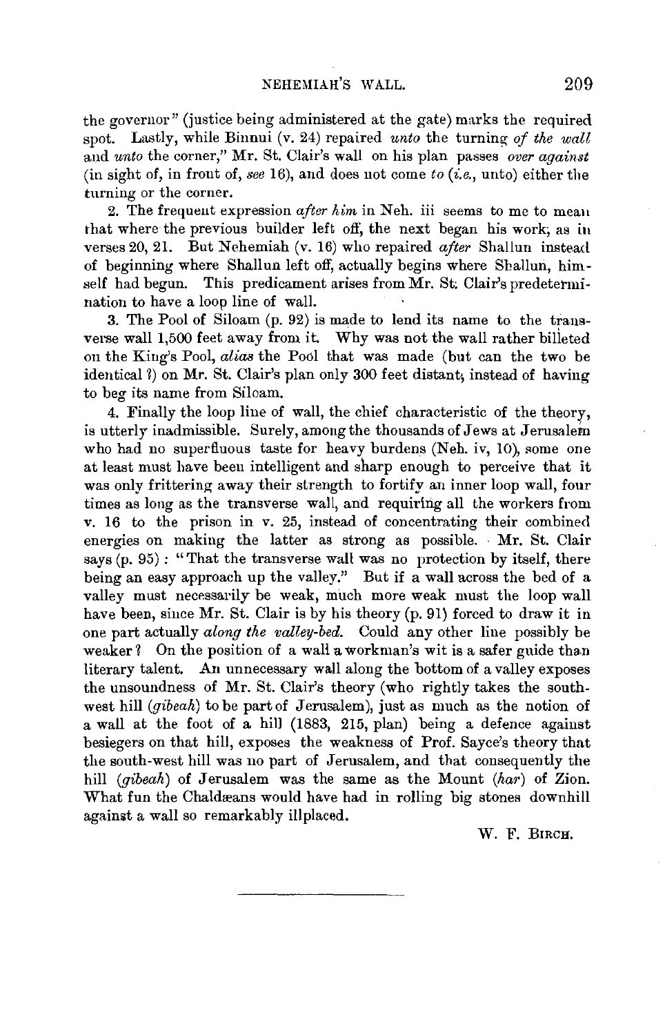the governor" (justice being administered at the gate) marks the required spot. Lastly, while Binnui (v. 24) repaired *unto* the turning *of the wall* and *unto* the corner," Mr. St. Clair's wall on his plan passes *over against* (in sight of, in front of, *see* 16), and does not come *to* (*i.e.*, unto) either the turning or the corner.

2. The frequent expression *after him* in Neh. iii seems to me to mean that where the previous builder left off, the next began his work, as in verses 20, 21. But Nehemiah (v. 16) who repaired *after* Shallun instead of beginning where Shallun left off, actually begins where Shallun, himself had begun. This predicament arises from Mr. St. Clair's predetermination to have a loop line of wall.

3. The Pool of Siloam (p. 92) is made to lend its name to the transverse wall 1,500 feet away from it. Why was not the wall rather billeted on the King's Pool, *alias* the Pool that was made (but can the two be identical ?) on Mr. St. Clair's plan only 300 feet distant, instead of having to beg its name from Siloam.

4. Finally the loop line of wall, the chief characteristic of the theory, is utterly inadmissible. Surely, among the thousands of Jews at Jerusalem who had no superfluous taste for heavy burdens (Neh. iv, 10), some one at least must have been intelligent and sharp enough to perceive that it was only frittering away their strength to fortify an inner loop wall, four times as long as the transverse wall, and requiring all the workers from v. 16 to the prison in v. 25, instead of concentrating their combined energies on making the latter as strong as possible. Mr. St. Clair says (p. 95) : "That the transverse wall was no protection by itself, there being an easy approach up the valley." But if a wall across the bed of a valley must necessarily be weak, much more weak must the loop wall have been, since Mr. St. Clair is by his theory (p. 91) forced to draw it in one part actually *along the valley-bed.* Could any other line possibly be weaker ? On the position of a wall a workman's wit is a safer guide than literary talent. An unnecessary wall along the bottom of a valley exposes the unsoundness of Mr. St. Clair's theory (who rightly takes the south-west hill (*gibeah*) to be part of Jerusalem), just as much as the notion of a wall at the foot of a hill (1883, 215, plan) being a defence against besiegers on that hill, exposes the weakness of Prof. Sayce's theory that the south-west hill was no part of Jerusalem, and that consequently the hill (*gibeah*) of Jerusalem was the same as the Mount (*har*) of Zion. What fun the Chaldæans would have had in rolling big stones downhill against a wall so remarkably illplaced.

W. F. BIRCH.